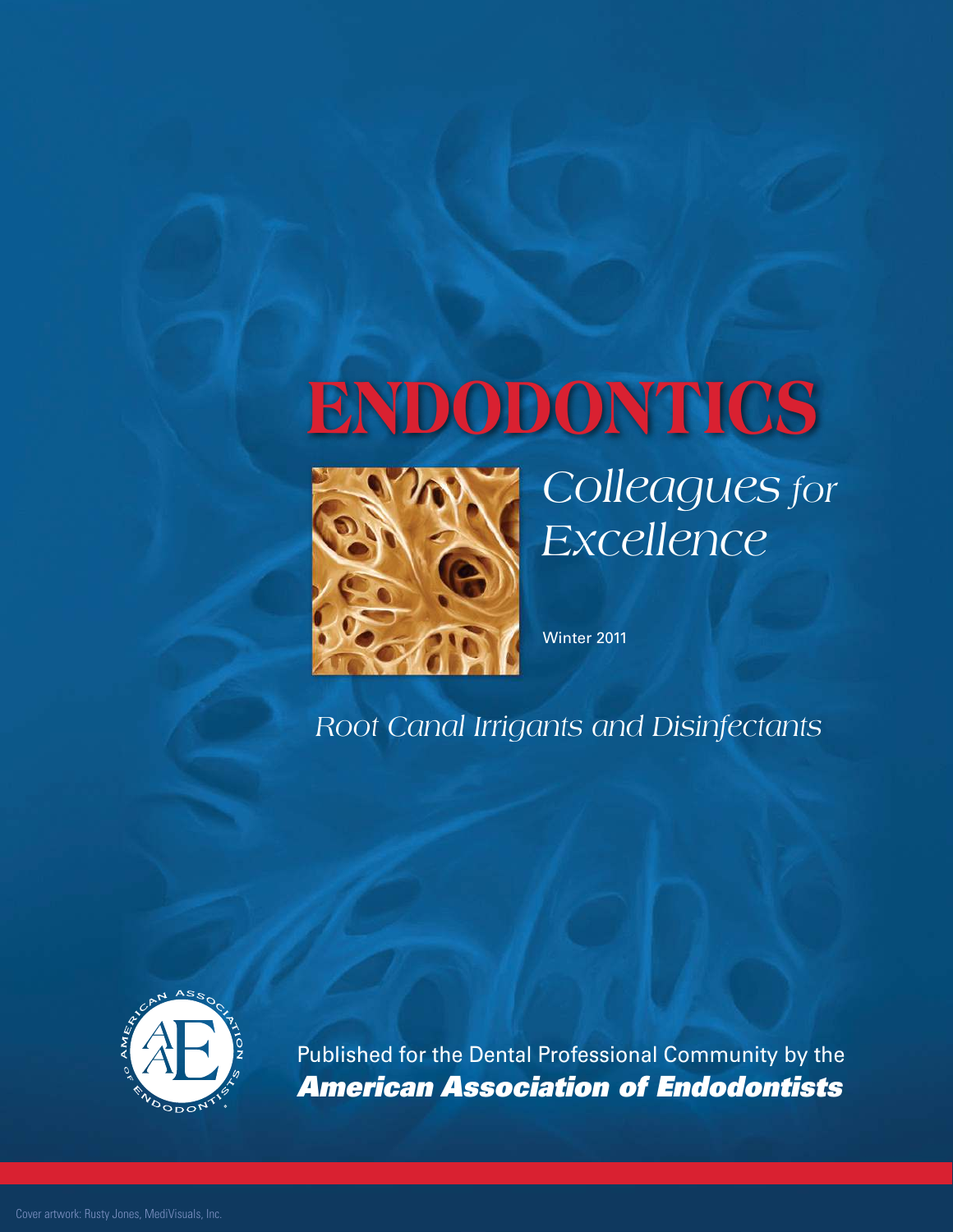# ENDODONTICS

## *Colleagues for Excellence*

Winter 2011

## *Root Canal Irrigants and Disinfectants*

Published for the Dental Professional Community by the

***American Association of Endodontists***

Cover artwork: Rusty Jones, MediVisuals, Inc.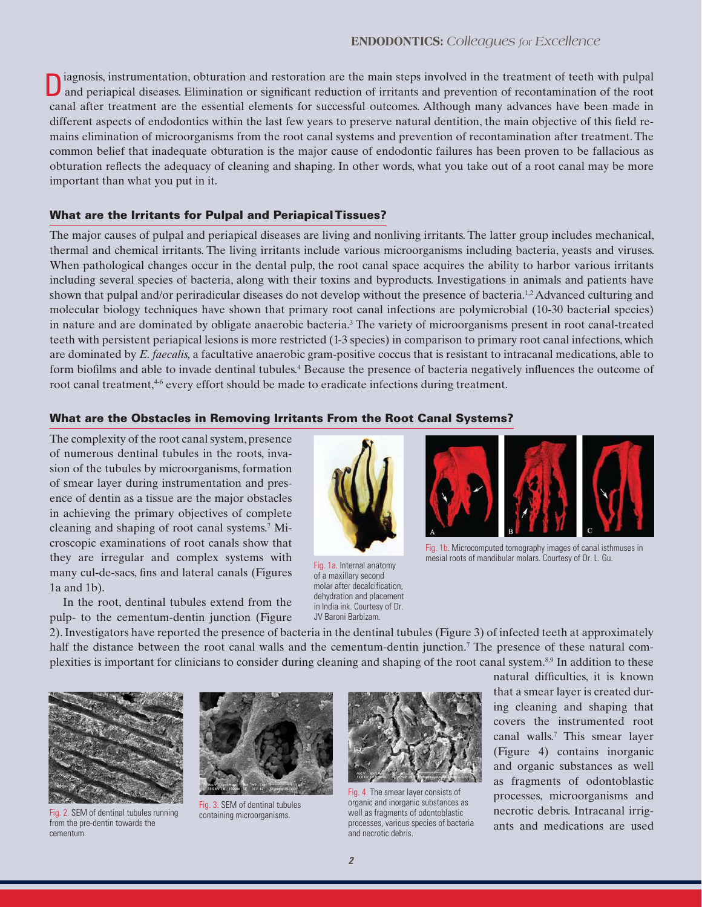Diagnosis, instrumentation, obturation and restoration are the main steps involved in the treatment of teeth with pulpal and periapical diseases. Elimination or significant reduction of irritants and prevention of recontamination of the root canal after treatment are the essential elements for successful outcomes. Although many advances have been made in different aspects of endodontics within the last few years to preserve natural dentition, the main objective of this field remains elimination of microorganisms from the root canal systems and prevention of recontamination after treatment. The common belief that inadequate obturation is the major cause of endodontic failures has been proven to be fallacious as obturation reflects the adequacy of cleaning and shaping. In other words, what you take out of a root canal may be more important than what you put in it.

## What are the Irritants for Pulpal and Periapical Tissues?

The major causes of pulpal and periapical diseases are living and nonliving irritants. The latter group includes mechanical, thermal and chemical irritants. The living irritants include various microorganisms including bacteria, yeasts and viruses. When pathological changes occur in the dental pulp, the root canal space acquires the ability to harbor various irritants including several species of bacteria, along with their toxins and byproducts. Investigations in animals and patients have shown that pulpal and/or periradicular diseases do not develop without the presence of bacteria.[1,2] Advanced culturing and molecular biology techniques have shown that primary root canal infections are polymicrobial (10-30 bacterial species) in nature and are dominated by obligate anaerobic bacteria.[3] The variety of microorganisms present in root canal-treated teeth with persistent periapical lesions is more restricted (1-3 species) in comparison to primary root canal infections, which are dominated by *E. faecalis,* a facultative anaerobic gram-positive coccus that is resistant to intracanal medications, able to form biofilms and able to invade dentinal tubules.[4] Because the presence of bacteria negatively influences the outcome of root canal treatment,[4-6] every effort should be made to eradicate infections during treatment.

## What are the Obstacles in Removing Irritants From the Root Canal Systems?

The complexity of the root canal system, presence of numerous dentinal tubules in the roots, invasion of the tubules by microorganisms, formation of smear layer during instrumentation and presence of dentin as a tissue are the major obstacles in achieving the primary objectives of complete cleaning and shaping of root canal systems.[7] Microscopic examinations of root canals show that they are irregular and complex systems with many cul-de-sacs, fins and lateral canals (Figures 1a and 1b).

Fig. 1a. Internal anatomy of a maxillary second molar after decalcification, dehydration and placement in India ink. Courtesy of Dr. JV Baroni Barbizam.

Fig. 1b. Microcomputed tomography images of canal isthmuses in mesial roots of mandibular molars. Courtesy of Dr. L. Gu.

In the root, dentinal tubules extend from the pulp- to the cementum-dentin junction (Figure 2). Investigators have reported the presence of bacteria in the dentinal tubules (Figure 3) of infected teeth at approximately half the distance between the root canal walls and the cementum-dentin junction.[7] The presence of these natural complexities is important for clinicians to consider during cleaning and shaping of the root canal system.[8,9] In addition to these natural difficulties, it is known that a smear layer is created during cleaning and shaping that covers the instrumented root canal walls.[7] This smear layer (Figure 4) contains inorganic and organic substances as well as fragments of odontoblastic processes, microorganisms and necrotic debris. Intracanal irrigants and medications are used

Fig. 2. SEM of dentinal tubules running from the pre-dentin towards the cementum.

Fig. 3. SEM of dentinal tubules containing microorganisms.

Fig. 4. The smear layer consists of organic and inorganic substances as well as fragments of odontoblastic processes, various species of bacteria and necrotic debris.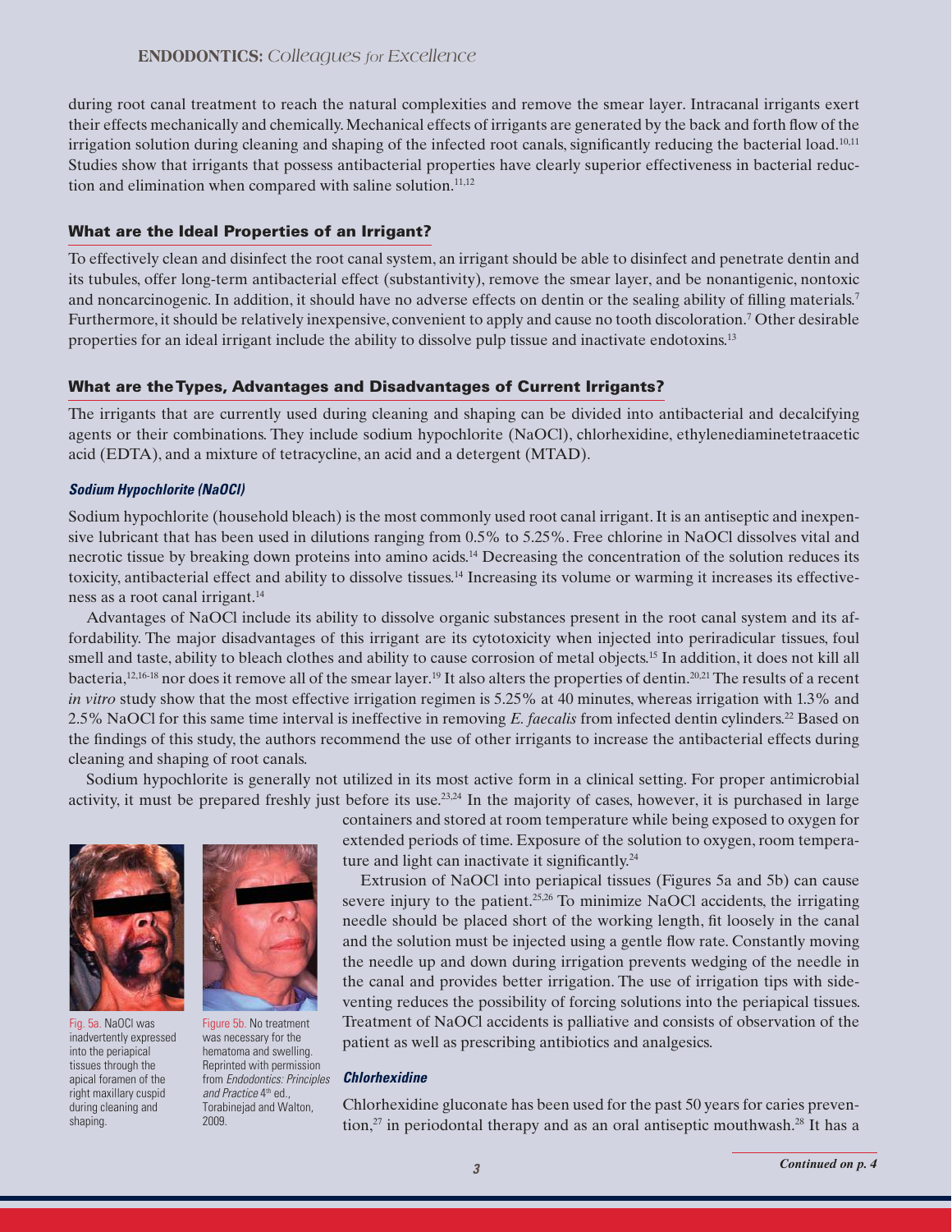during root canal treatment to reach the natural complexities and remove the smear layer. Intracanal irrigants exert their effects mechanically and chemically. Mechanical effects of irrigants are generated by the back and forth flow of the irrigation solution during cleaning and shaping of the infected root canals, significantly reducing the bacterial load.[10,11] Studies show that irrigants that possess antibacterial properties have clearly superior effectiveness in bacterial reduction and elimination when compared with saline solution.[11,12]

## What are the Ideal Properties of an Irrigant?

To effectively clean and disinfect the root canal system, an irrigant should be able to disinfect and penetrate dentin and its tubules, offer long-term antibacterial effect (substantivity), remove the smear layer, and be nonantigenic, nontoxic and noncarcinogenic. In addition, it should have no adverse effects on dentin or the sealing ability of filling materials.[7] Furthermore, it should be relatively inexpensive, convenient to apply and cause no tooth discoloration.[7] Other desirable properties for an ideal irrigant include the ability to dissolve pulp tissue and inactivate endotoxins.[13]

## What are the Types, Advantages and Disadvantages of Current Irrigants?

The irrigants that are currently used during cleaning and shaping can be divided into antibacterial and decalcifying agents or their combinations. They include sodium hypochlorite (NaOCl), chlorhexidine, ethylenediaminetetraacetic acid (EDTA), and a mixture of tetracycline, an acid and a detergent (MTAD).

### *Sodium Hypochlorite (NaOCl)*

Sodium hypochlorite (household bleach) is the most commonly used root canal irrigant. It is an antiseptic and inexpensive lubricant that has been used in dilutions ranging from 0.5% to 5.25%. Free chlorine in NaOCl dissolves vital and necrotic tissue by breaking down proteins into amino acids.[14] Decreasing the concentration of the solution reduces its toxicity, antibacterial effect and ability to dissolve tissues.[14] Increasing its volume or warming it increases its effectiveness as a root canal irrigant.[14]

Advantages of NaOCl include its ability to dissolve organic substances present in the root canal system and its affordability. The major disadvantages of this irrigant are its cytotoxicity when injected into periradicular tissues, foul smell and taste, ability to bleach clothes and ability to cause corrosion of metal objects.[15] In addition, it does not kill all bacteria,[12,16-18] nor does it remove all of the smear layer.[19] It also alters the properties of dentin.[20,21] The results of a recent *in vitro* study show that the most effective irrigation regimen is 5.25% at 40 minutes, whereas irrigation with 1.3% and 2.5% NaOCl for this same time interval is ineffective in removing *E. faecalis* from infected dentin cylinders.[22] Based on the findings of this study, the authors recommend the use of other irrigants to increase the antibacterial effects during cleaning and shaping of root canals.

Sodium hypochlorite is generally not utilized in its most active form in a clinical setting. For proper antimicrobial activity, it must be prepared freshly just before its use.[23,24] In the majority of cases, however, it is purchased in large containers and stored at room temperature while being exposed to oxygen for extended periods of time. Exposure of the solution to oxygen, room temperature and light can inactivate it significantly.[24]

Extrusion of NaOCl into periapical tissues (Figures 5a and 5b) can cause severe injury to the patient.[25,26] To minimize NaOCl accidents, the irrigating needle should be placed short of the working length, fit loosely in the canal and the solution must be injected using a gentle flow rate. Constantly moving the needle up and down during irrigation prevents wedging of the needle in the canal and provides better irrigation. The use of irrigation tips with side-venting reduces the possibility of forcing solutions into the periapical tissues. Treatment of NaOCl accidents is palliative and consists of observation of the patient as well as prescribing antibiotics and analgesics.

Fig. 5a. NaOCl was inadvertently expressed into the periapical tissues through the apical foramen of the right maxillary cuspid during cleaning and shaping.

Figure 5b. No treatment was necessary for the hematoma and swelling. Reprinted with permission from *Endodontics: Principles and Practice* 4th ed., Torabinejad and Walton, 2009.

### *Chlorhexidine*

Chlorhexidine gluconate has been used for the past 50 years for caries prevention,[27] in periodontal therapy and as an oral antiseptic mouthwash.[28] It has a

*Continued on p. 4*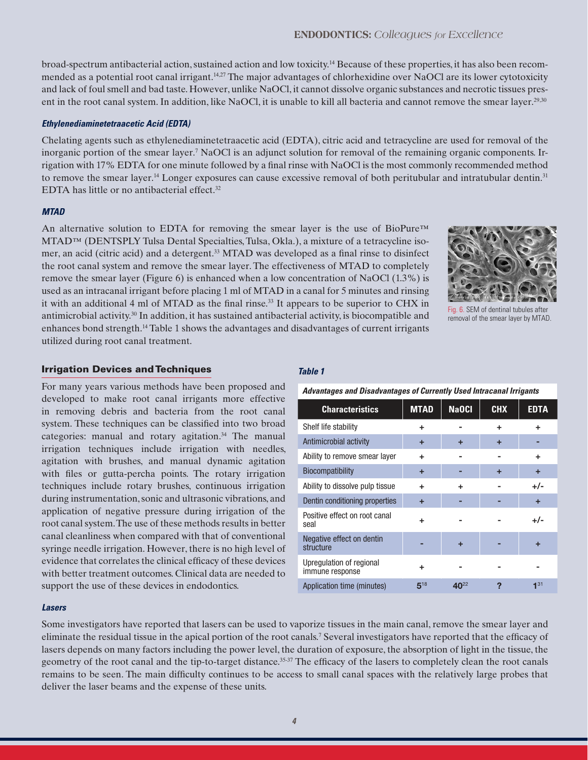broad-spectrum antibacterial action, sustained action and low toxicity.[14] Because of these properties, it has also been recommended as a potential root canal irrigant.[14,27] The major advantages of chlorhexidine over NaOCl are its lower cytotoxicity and lack of foul smell and bad taste. However, unlike NaOCl, it cannot dissolve organic substances and necrotic tissues present in the root canal system. In addition, like NaOCl, it is unable to kill all bacteria and cannot remove the smear layer.[29,30]

### *Ethylenediaminetetraacetic Acid (EDTA)*

Chelating agents such as ethylenediaminetetraacetic acid (EDTA), citric acid and tetracycline are used for removal of the inorganic portion of the smear layer.[7] NaOCl is an adjunct solution for removal of the remaining organic components. Irrigation with 17% EDTA for one minute followed by a final rinse with NaOCl is the most commonly recommended method to remove the smear layer.[14] Longer exposures can cause excessive removal of both peritubular and intratubular dentin.[31] EDTA has little or no antibacterial effect.[32]

### *MTAD*

An alternative solution to EDTA for removing the smear layer is the use of BioPure™ MTAD™ (DENTSPLY Tulsa Dental Specialties, Tulsa, Okla.), a mixture of a tetracycline isomer, an acid (citric acid) and a detergent.[33] MTAD was developed as a final rinse to disinfect the root canal system and remove the smear layer. The effectiveness of MTAD to completely remove the smear layer (Figure 6) is enhanced when a low concentration of NaOCl (1.3%) is used as an intracanal irrigant before placing 1 ml of MTAD in a canal for 5 minutes and rinsing it with an additional 4 ml of MTAD as the final rinse.[33] It appears to be superior to CHX in antimicrobial activity.[30] In addition, it has sustained antibacterial activity, is biocompatible and enhances bond strength.[14] Table 1 shows the advantages and disadvantages of current irrigants utilized during root canal treatment.

Fig. 6. SEM of dentinal tubules after removal of the smear layer by MTAD.

## Irrigation Devices and Techniques

For many years various methods have been proposed and developed to make root canal irrigants more effective in removing debris and bacteria from the root canal system. These techniques can be classified into two broad categories: manual and rotary agitation.[34] The manual irrigation techniques include irrigation with needles, agitation with brushes, and manual dynamic agitation with files or gutta-percha points. The rotary irrigation techniques include rotary brushes, continuous irrigation during instrumentation, sonic and ultrasonic vibrations, and application of negative pressure during irrigation of the root canal system. The use of these methods results in better canal cleanliness when compared with that of conventional syringe needle irrigation. However, there is no high level of evidence that correlates the clinical efficacy of these devices with better treatment outcomes. Clinical data are needed to support the use of these devices in endodontics.

**Table 1**

***Advantages and Disadvantages of Currently Used Intracanal Irrigants***

| Characteristics | MTAD | NaOCl | CHX | EDTA |
|---|---|---|---|---|
| Shelf life stability | + | - | + | + |
| Antimicrobial activity | + | + | + | - |
| Ability to remove smear layer | + | - | - | + |
| Biocompatibility | + | - | + | + |
| Ability to dissolve pulp tissue | + | + | - | +/- |
| Dentin conditioning properties | + | - | - | + |
| Positive effect on root canal seal | + | - | - | +/- |
| Negative effect on dentin structure | - | + | - | + |
| Upregulation of regional immune response | + | - | - | - |
| Application time (minutes) | 5[18] | 40[22] | ? | 1[31] |

### *Lasers*

Some investigators have reported that lasers can be used to vaporize tissues in the main canal, remove the smear layer and eliminate the residual tissue in the apical portion of the root canals.[7] Several investigators have reported that the efficacy of lasers depends on many factors including the power level, the duration of exposure, the absorption of light in the tissue, the geometry of the root canal and the tip-to-target distance.[35-37] The efficacy of the lasers to completely clean the root canals remains to be seen. The main difficulty continues to be access to small canal spaces with the relatively large probes that deliver the laser beams and the expense of these units.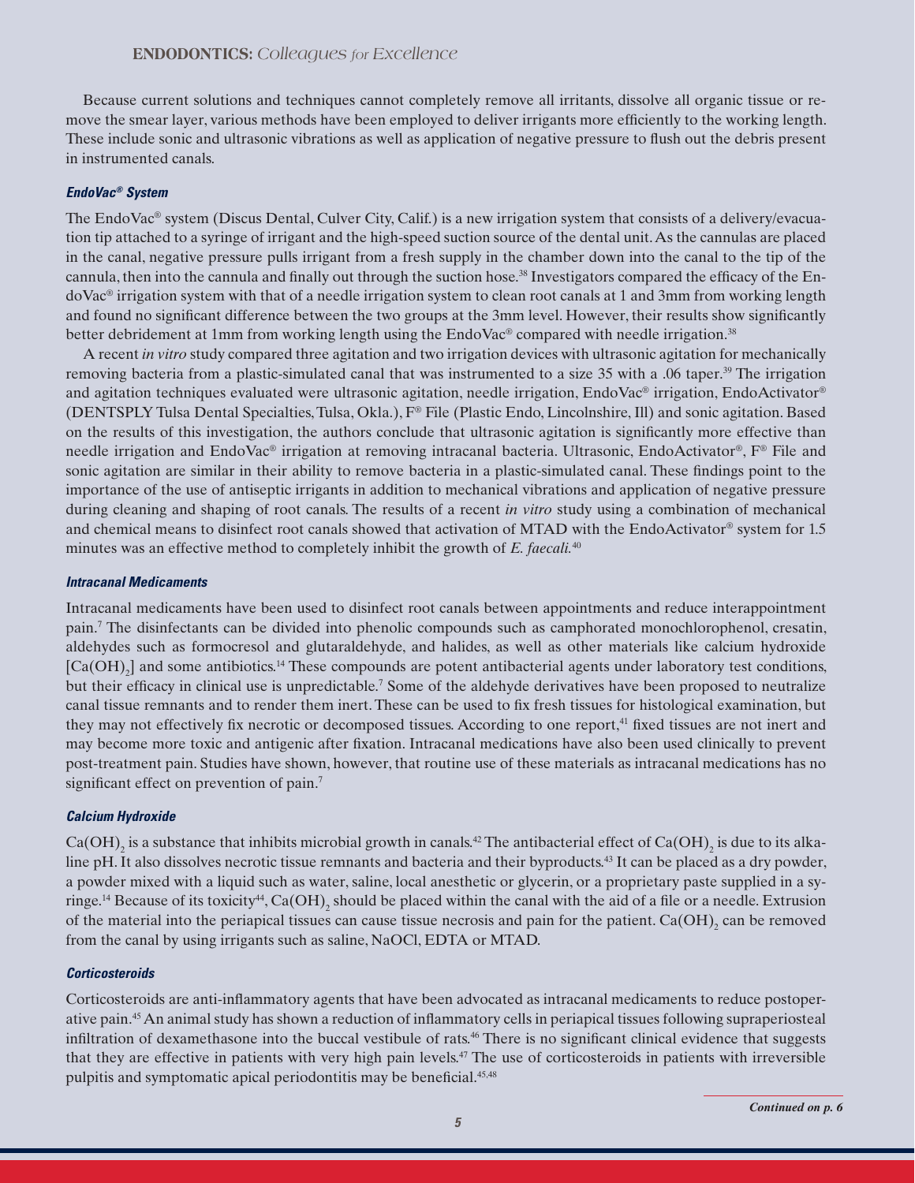Because current solutions and techniques cannot completely remove all irritants, dissolve all organic tissue or remove the smear layer, various methods have been employed to deliver irrigants more efficiently to the working length. These include sonic and ultrasonic vibrations as well as application of negative pressure to flush out the debris present in instrumented canals.

### *EndoVac® System*

The EndoVac® system (Discus Dental, Culver City, Calif.) is a new irrigation system that consists of a delivery/evacuation tip attached to a syringe of irrigant and the high-speed suction source of the dental unit. As the cannulas are placed in the canal, negative pressure pulls irrigant from a fresh supply in the chamber down into the canal to the tip of the cannula, then into the cannula and finally out through the suction hose.[38] Investigators compared the efficacy of the EndoVac® irrigation system with that of a needle irrigation system to clean root canals at 1 and 3mm from working length and found no significant difference between the two groups at the 3mm level. However, their results show significantly better debridement at 1mm from working length using the EndoVac® compared with needle irrigation.[38]

A recent *in vitro* study compared three agitation and two irrigation devices with ultrasonic agitation for mechanically removing bacteria from a plastic-simulated canal that was instrumented to a size 35 with a .06 taper.[39] The irrigation and agitation techniques evaluated were ultrasonic agitation, needle irrigation, EndoVac® irrigation, EndoActivator® (DENTSPLY Tulsa Dental Specialties, Tulsa, Okla.), F® File (Plastic Endo, Lincolnshire, Ill) and sonic agitation. Based on the results of this investigation, the authors conclude that ultrasonic agitation is significantly more effective than needle irrigation and EndoVac® irrigation at removing intracanal bacteria. Ultrasonic, EndoActivator®, F® File and sonic agitation are similar in their ability to remove bacteria in a plastic-simulated canal. These findings point to the importance of the use of antiseptic irrigants in addition to mechanical vibrations and application of negative pressure during cleaning and shaping of root canals. The results of a recent *in vitro* study using a combination of mechanical and chemical means to disinfect root canals showed that activation of MTAD with the EndoActivator® system for 1.5 minutes was an effective method to completely inhibit the growth of *E. faecali.*[40]

### *Intracanal Medicaments*

Intracanal medicaments have been used to disinfect root canals between appointments and reduce interappointment pain.[7] The disinfectants can be divided into phenolic compounds such as camphorated monochlorophenol, cresatin, aldehydes such as formocresol and glutaraldehyde, and halides, as well as other materials like calcium hydroxide [$Ca(OH)_2$] and some antibiotics.[14] These compounds are potent antibacterial agents under laboratory test conditions, but their efficacy in clinical use is unpredictable.[7] Some of the aldehyde derivatives have been proposed to neutralize canal tissue remnants and to render them inert. These can be used to fix fresh tissues for histological examination, but they may not effectively fix necrotic or decomposed tissues. According to one report,[41] fixed tissues are not inert and may become more toxic and antigenic after fixation. Intracanal medications have also been used clinically to prevent post-treatment pain. Studies have shown, however, that routine use of these materials as intracanal medications has no significant effect on prevention of pain.[7]

### *Calcium Hydroxide*

$Ca(OH)_2$ is a substance that inhibits microbial growth in canals.[42] The antibacterial effect of $Ca(OH)_2$ is due to its alkaline pH. It also dissolves necrotic tissue remnants and bacteria and their byproducts.[43] It can be placed as a dry powder, a powder mixed with a liquid such as water, saline, local anesthetic or glycerin, or a proprietary paste supplied in a syringe.[14] Because of its toxicity[44], $Ca(OH)_2$ should be placed within the canal with the aid of a file or a needle. Extrusion of the material into the periapical tissues can cause tissue necrosis and pain for the patient. $Ca(OH)_2$ can be removed from the canal by using irrigants such as saline, NaOCl, EDTA or MTAD.

### *Corticosteroids*

Corticosteroids are anti-inflammatory agents that have been advocated as intracanal medicaments to reduce postoperative pain.[45] An animal study has shown a reduction of inflammatory cells in periapical tissues following supraperiosteal infiltration of dexamethasone into the buccal vestibule of rats.[46] There is no significant clinical evidence that suggests that they are effective in patients with very high pain levels.[47] The use of corticosteroids in patients with irreversible pulpitis and symptomatic apical periodontitis may be beneficial.[45,48]

*Continued on p. 6*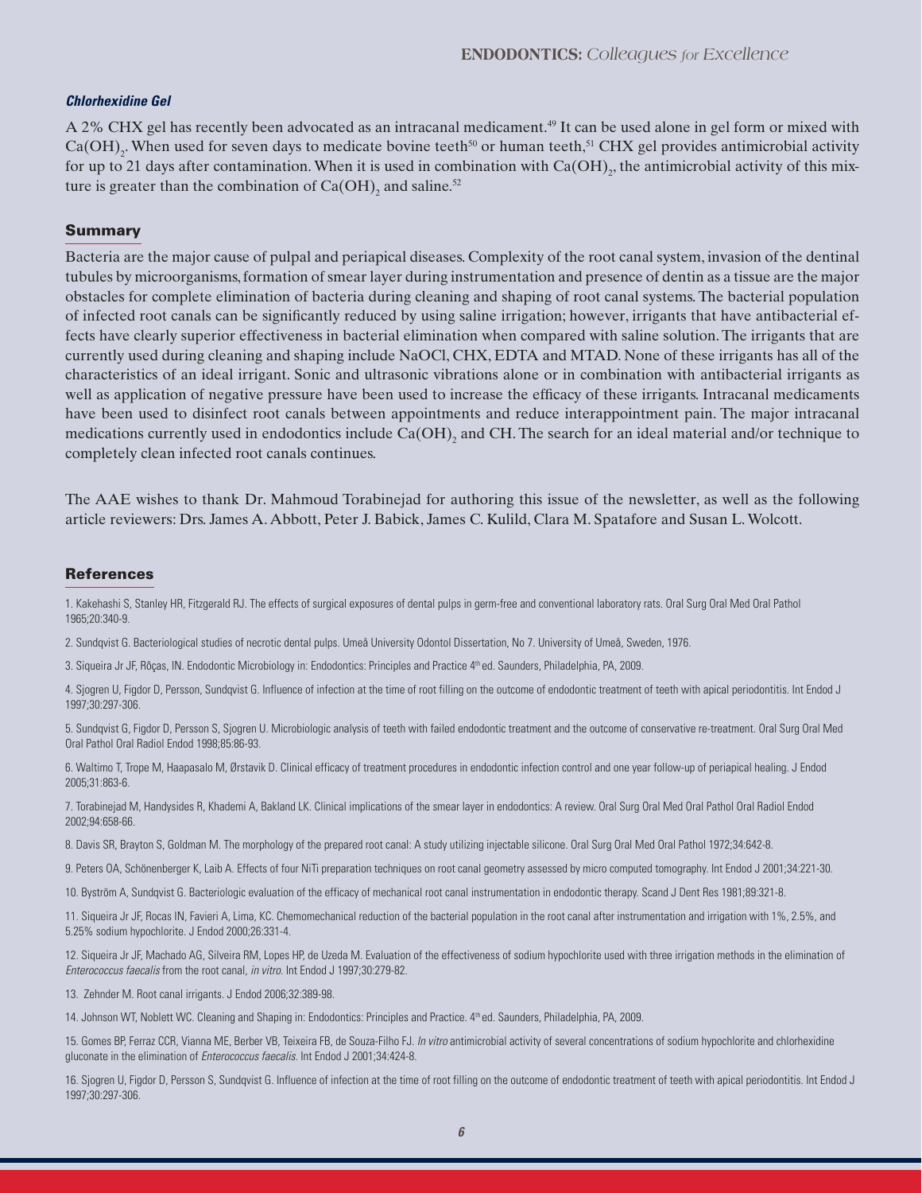### *Chlorhexidine Gel*

A 2% CHX gel has recently been advocated as an intracanal medicament.[49] It can be used alone in gel form or mixed with $Ca(OH)_2$. When used for seven days to medicate bovine teeth[50] or human teeth,[51] CHX gel provides antimicrobial activity for up to 21 days after contamination. When it is used in combination with $Ca(OH)_2$, the antimicrobial activity of this mixture is greater than the combination of $Ca(OH)_2$ and saline.[52]

## Summary

Bacteria are the major cause of pulpal and periapical diseases. Complexity of the root canal system, invasion of the dentinal tubules by microorganisms, formation of smear layer during instrumentation and presence of dentin as a tissue are the major obstacles for complete elimination of bacteria during cleaning and shaping of root canal systems. The bacterial population of infected root canals can be significantly reduced by using saline irrigation; however, irrigants that have antibacterial effects have clearly superior effectiveness in bacterial elimination when compared with saline solution. The irrigants that are currently used during cleaning and shaping include NaOCl, CHX, EDTA and MTAD. None of these irrigants has all of the characteristics of an ideal irrigant. Sonic and ultrasonic vibrations alone or in combination with antibacterial irrigants as well as application of negative pressure have been used to increase the efficacy of these irrigants. Intracanal medicaments have been used to disinfect root canals between appointments and reduce interappointment pain. The major intracanal medications currently used in endodontics include $Ca(OH)_2$ and CH. The search for an ideal material and/or technique to completely clean infected root canals continues.

The AAE wishes to thank Dr. Mahmoud Torabinejad for authoring this issue of the newsletter, as well as the following article reviewers: Drs. James A. Abbott, Peter J. Babick, James C. Kulild, Clara M. Spatafore and Susan L. Wolcott.

## References

1. Kakehashi S, Stanley HR, Fitzgerald RJ. The effects of surgical exposures of dental pulps in germ-free and conventional laboratory rats. Oral Surg Oral Med Oral Pathol 1965;20:340-9.

2. Sundqvist G. Bacteriological studies of necrotic dental pulps. Umeå University Odontol Dissertation, No 7. University of Umeå, Sweden, 1976.

3. Siqueira Jr JF, Rôças, IN. Endodontic Microbiology in: Endodontics: Principles and Practice 4th ed. Saunders, Philadelphia, PA, 2009.

4. Sjogren U, Figdor D, Persson, Sundqvist G. Influence of infection at the time of root filling on the outcome of endodontic treatment of teeth with apical periodontitis. Int Endod J 1997;30:297-306.

5. Sundqvist G, Figdor D, Persson S, Sjogren U. Microbiologic analysis of teeth with failed endodontic treatment and the outcome of conservative re-treatment. Oral Surg Oral Med Oral Pathol Oral Radiol Endod 1998;85:86-93.

6. Waltimo T, Trope M, Haapasalo M, Ørstavik D. Clinical efficacy of treatment procedures in endodontic infection control and one year follow-up of periapical healing. J Endod 2005;31:863-6.

7. Torabinejad M, Handysides R, Khademi A, Bakland LK. Clinical implications of the smear layer in endodontics: A review. Oral Surg Oral Med Oral Pathol Oral Radiol Endod 2002;94:658-66.

8. Davis SR, Brayton S, Goldman M. The morphology of the prepared root canal: A study utilizing injectable silicone. Oral Surg Oral Med Oral Pathol 1972;34:642-8.

9. Peters OA, Schönenberger K, Laib A. Effects of four NiTi preparation techniques on root canal geometry assessed by micro computed tomography. Int Endod J 2001;34:221-30.

10. Byström A, Sundqvist G. Bacteriologic evaluation of the efficacy of mechanical root canal instrumentation in endodontic therapy. Scand J Dent Res 1981;89:321-8.

11. Siqueira Jr JF, Rocas IN, Favieri A, Lima, KC. Chemomechanical reduction of the bacterial population in the root canal after instrumentation and irrigation with 1%, 2.5%, and 5.25% sodium hypochlorite. J Endod 2000;26:331-4.

12. Siqueira Jr JF, Machado AG, Silveira RM, Lopes HP, de Uzeda M. Evaluation of the effectiveness of sodium hypochlorite used with three irrigation methods in the elimination of *Enterococcus faecalis* from the root canal, *in vitro*. Int Endod J 1997;30:279-82.

13. Zehnder M. Root canal irrigants. J Endod 2006;32:389-98.

14. Johnson WT, Noblett WC. Cleaning and Shaping in: Endodontics: Principles and Practice. 4th ed. Saunders, Philadelphia, PA, 2009.

15. Gomes BP, Ferraz CCR, Vianna ME, Berber VB, Teixeira FB, de Souza-Filho FJ. *In vitro* antimicrobial activity of several concentrations of sodium hypochlorite and chlorhexidine gluconate in the elimination of *Enterococcus faecalis*. Int Endod J 2001;34:424-8.

16. Sjogren U, Figdor D, Persson S, Sundqvist G. Influence of infection at the time of root filling on the outcome of endodontic treatment of teeth with apical periodontitis. Int Endod J 1997;30:297-306.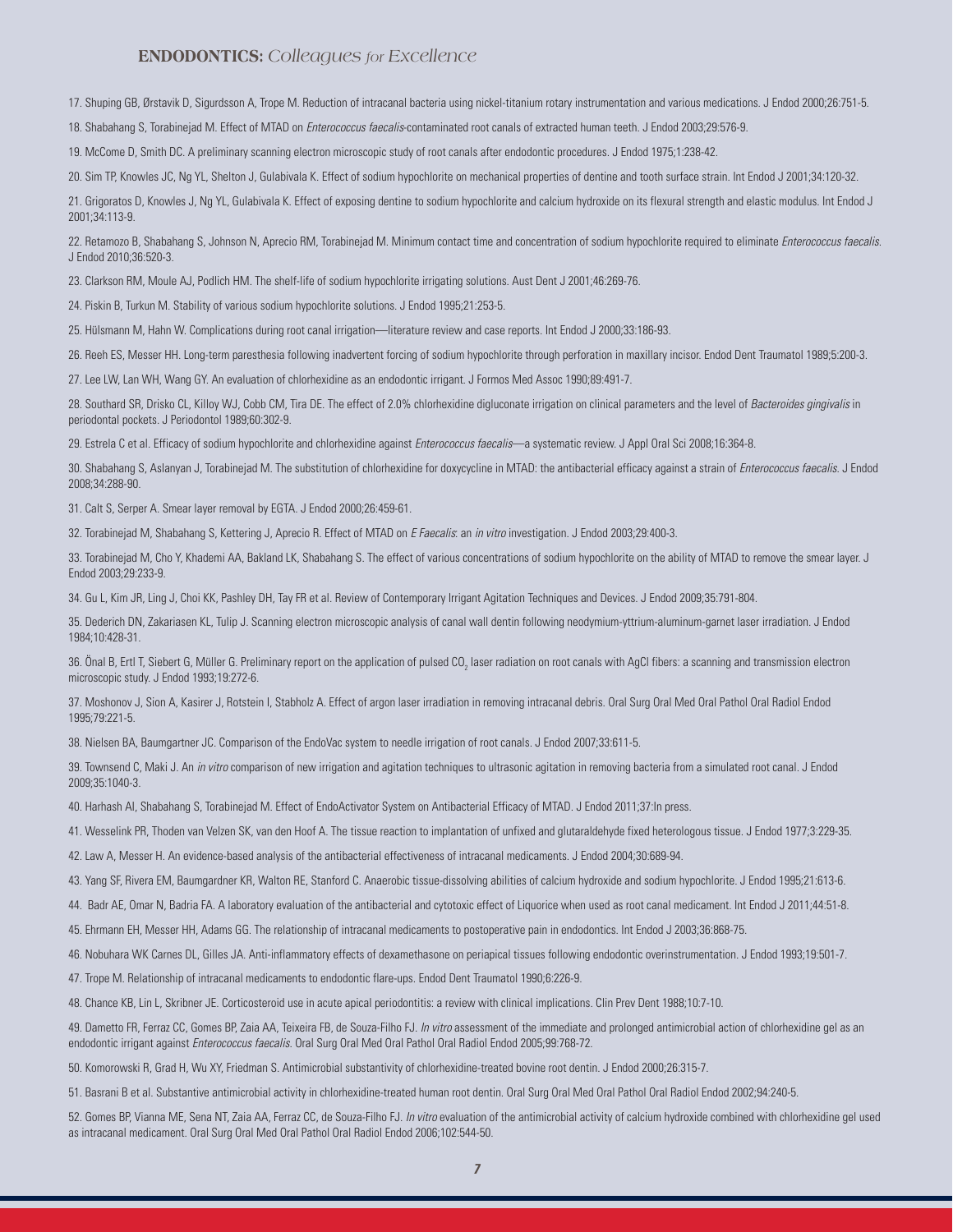17. Shuping GB, Ørstavik D, Sigurdsson A, Trope M. Reduction of intracanal bacteria using nickel-titanium rotary instrumentation and various medications. J Endod 2000;26:751-5.

18. Shabahang S, Torabinejad M. Effect of MTAD on *Enterococcus faecalis*-contaminated root canals of extracted human teeth. J Endod 2003;29:576-9.

19. McComb D, Smith DC. A preliminary scanning electron microscopic study of root canals after endodontic procedures. J Endod 1975;1:238-42.

20. Sim TP, Knowles JC, Ng YL, Shelton J, Gulabivala K. Effect of sodium hypochlorite on mechanical properties of dentine and tooth surface strain. Int Endod J 2001;34:120-32.

21. Grigoratos D, Knowles J, Ng YL, Gulabivala K. Effect of exposing dentine to sodium hypochlorite and calcium hydroxide on its flexural strength and elastic modulus. Int Endod J 2001;34:113-9.

22. Retamozo B, Shabahang S, Johnson N, Aprecio RM, Torabinejad M. Minimum contact time and concentration of sodium hypochlorite required to eliminate *Enterococcus faecalis*. J Endod 2010;36:520-3.

23. Clarkson RM, Moule AJ, Podlich HM. The shelf-life of sodium hypochlorite irrigating solutions. Aust Dent J 2001;46:269-76.

24. Piskin B, Turkun M. Stability of various sodium hypochlorite solutions. J Endod 1995;21:253-5.

25. Hülsmann M, Hahn W. Complications during root canal irrigation—literature review and case reports. Int Endod J 2000;33:186-93.

26. Reeh ES, Messer HH. Long-term paresthesia following inadvertent forcing of sodium hypochlorite through perforation in maxillary incisor. Endod Dent Traumatol 1989;5:200-3.

27. Lee LW, Lan WH, Wang GY. An evaluation of chlorhexidine as an endodontic irrigant. J Formos Med Assoc 1990;89:491-7.

28. Southard SR, Drisko CL, Killoy WJ, Cobb CM, Tira DE. The effect of 2.0% chlorhexidine digluconate irrigation on clinical parameters and the level of *Bacteroides gingivalis* in periodontal pockets. J Periodontol 1989;60:302-9.

29. Estrela C et al. Efficacy of sodium hypochlorite and chlorhexidine against *Enterococcus faecalis*—a systematic review. J Appl Oral Sci 2008;16:364-8.

30. Shabahang S, Aslanyan J, Torabinejad M. The substitution of chlorhexidine for doxycycline in MTAD: the antibacterial efficacy against a strain of *Enterococcus faecalis*. J Endod 2008;34:288-90.

31. Calt S, Serper A. Smear layer removal by EGTA. J Endod 2000;26:459-61.

32. Torabinejad M, Shabahang S, Kettering J, Aprecio R. Effect of MTAD on *E Faecalis*: an *in vitro* investigation. J Endod 2003;29:400-3.

33. Torabinejad M, Cho Y, Khademi AA, Bakland LK, Shabahang S. The effect of various concentrations of sodium hypochlorite on the ability of MTAD to remove the smear layer. J Endod 2003;29:233-9.

34. Gu L, Kim JR, Ling J, Choi KK, Pashley DH, Tay FR et al. Review of Contemporary Irrigant Agitation Techniques and Devices. J Endod 2009;35:791-804.

35. Dederich DN, Zakariasen KL, Tulip J. Scanning electron microscopic analysis of canal wall dentin following neodymium-yttrium-aluminum-garnet laser irradiation. J Endod 1984;10:428-31.

36. Önal B, Ertl T, Siebert G, Müller G. Preliminary report on the application of pulsed $CO_2$ laser radiation on root canals with AgCl fibers: a scanning and transmission electron microscopic study. J Endod 1993;19:272-6.

37. Moshonov J, Sion A, Kasirer J, Rotstein I, Stabholz A. Effect of argon laser irradiation in removing intracanal debris. Oral Surg Oral Med Oral Pathol Oral Radiol Endod 1995;79:221-5.

38. Nielsen BA, Baumgartner JC. Comparison of the EndoVac system to needle irrigation of root canals. J Endod 2007;33:611-5.

39. Townsend C, Maki J. An *in vitro* comparison of new irrigation and agitation techniques to ultrasonic agitation in removing bacteria from a simulated root canal. J Endod 2009;35:1040-3.

40. Harhash AI, Shabahang S, Torabinejad M. Effect of EndoActivator System on Antibacterial Efficacy of MTAD. J Endod 2011;37:In press.

41. Wesselink PR, Thoden van Velzen SK, van den Hoof A. The tissue reaction to implantation of unfixed and glutaraldehyde fixed heterologous tissue. J Endod 1977;3:229-35.

42. Law A, Messer H. An evidence-based analysis of the antibacterial effectiveness of intracanal medicaments. J Endod 2004;30:689-94.

43. Yang SF, Rivera EM, Baumgardner KR, Walton RE, Stanford C. Anaerobic tissue-dissolving abilities of calcium hydroxide and sodium hypochlorite. J Endod 1995;21:613-6.

44. Badr AE, Omar N, Badria FA. A laboratory evaluation of the antibacterial and cytotoxic effect of Liquorice when used as root canal medicament. Int Endod J 2011;44:51-8.

45. Ehrmann EH, Messer HH, Adams GG. The relationship of intracanal medicaments to postoperative pain in endodontics. Int Endod J 2003;36:868-75.

46. Nobuhara WK Carnes DL, Gilles JA. Anti-inflammatory effects of dexamethasone on periapical tissues following endodontic overinstrumentation. J Endod 1993;19:501-7.

47. Trope M. Relationship of intracanal medicaments to endodontic flare-ups. Endod Dent Traumatol 1990;6:226-9.

48. Chance KB, Lin L, Skribner JE. Corticosteroid use in acute apical periodontitis: a review with clinical implications. Clin Prev Dent 1988;10:7-10.

49. Dametto FR, Ferraz CC, Gomes BP, Zaia AA, Teixeira FB, de Souza-Filho FJ. *In vitro* assessment of the immediate and prolonged antimicrobial action of chlorhexidine gel as an endodontic irrigant against *Enterococcus faecalis*. Oral Surg Oral Med Oral Pathol Oral Radiol Endod 2005;99:768-72.

50. Komorowski R, Grad H, Wu XY, Friedman S. Antimicrobial substantivity of chlorhexidine-treated bovine root dentin. J Endod 2000;26:315-7.

51. Basrani B et al. Substantive antimicrobial activity in chlorhexidine-treated human root dentin. Oral Surg Oral Med Oral Pathol Oral Radiol Endod 2002;94:240-5.

52. Gomes BP, Vianna ME, Sena NT, Zaia AA, Ferraz CC, de Souza-Filho FJ. *In vitro* evaluation of the antimicrobial activity of calcium hydroxide combined with chlorhexidine gel used as intracanal medicament. Oral Surg Oral Med Oral Pathol Oral Radiol Endod 2006;102:544-50.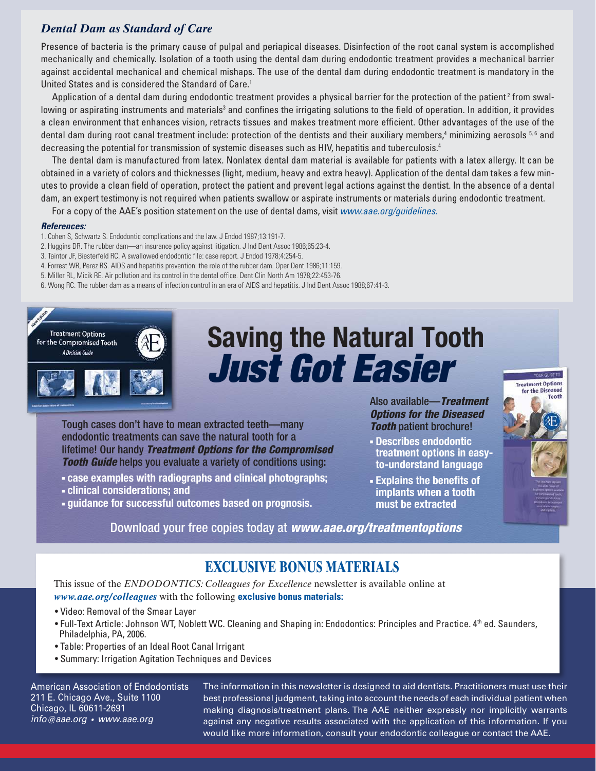## *Dental Dam as Standard of Care*

Presence of bacteria is the primary cause of pulpal and periapical diseases. Disinfection of the root canal system is accomplished mechanically and chemically. Isolation of a tooth using the dental dam during endodontic treatment provides a mechanical barrier against accidental mechanical and chemical mishaps. The use of the dental dam during endodontic treatment is mandatory in the United States and is considered the Standard of Care.[1]

Application of a dental dam during endodontic treatment provides a physical barrier for the protection of the patient[2] from swallowing or aspirating instruments and materials[3] and confines the irrigating solutions to the field of operation. In addition, it provides a clean environment that enhances vision, retracts tissues and makes treatment more efficient. Other advantages of the use of the dental dam during root canal treatment include: protection of the dentists and their auxiliary members,[4] minimizing aerosols[5,6] and decreasing the potential for transmission of systemic diseases such as HIV, hepatitis and tuberculosis.[4]

The dental dam is manufactured from latex. Nonlatex dental dam material is available for patients with a latex allergy. It can be obtained in a variety of colors and thicknesses (light, medium, heavy and extra heavy). Application of the dental dam takes a few minutes to provide a clean field of operation, protect the patient and prevent legal actions against the dentist. In the absence of a dental dam, an expert testimony is not required when patients swallow or aspirate instruments or materials during endodontic treatment.

For a copy of the AAE's position statement on the use of dental dams, visit *www.aae.org/guidelines.*

***References:***

1. Cohen S, Schwartz S. Endodontic complications and the law. J Endod 1987;13:191-7.
2. Huggins DR. The rubber dam—an insurance policy against litigation. J Ind Dent Assoc 1986;65:23-4.
3. Taintor JF, Biesterfeld RC. A swallowed endodontic file: case report. J Endod 1978;4:254-5.
4. Forrest WR, Perez RS. AIDS and hepatitis prevention: the role of the rubber dam. Oper Dent 1986;11:159.
5. Miller RL, Micik RE. Air pollution and its control in the dental office. Dent Clin North Am 1978;22:453-76.
6. Wong RC. The rubber dam as a means of infection control in an era of AIDS and hepatitis. J Ind Dent Assoc 1988;67:41-3.

# Saving the Natural Tooth *Just Got Easier*

Tough cases don't have to mean extracted teeth—many endodontic treatments can save the natural tooth for a lifetime! Our handy ***Treatment Options for the Compromised Tooth Guide*** helps you evaluate a variety of conditions using:

- **case examples with radiographs and clinical photographs;**
- **clinical considerations; and**
- **guidance for successful outcomes based on prognosis.**

Also available—***Treatment Options for the Diseased Tooth*** patient brochure!

- **Describes endodontic treatment options in easy-to-understand language**
- **Explains the benefits of implants when a tooth must be extracted**

Download your free copies today at ***www.aae.org/treatmentoptions***

## EXCLUSIVE BONUS MATERIALS

This issue of the *ENDODONTICS: Colleagues for Excellence* newsletter is available online at ***www.aae.org/colleagues*** with the following **exclusive bonus materials**:

- Video: Removal of the Smear Layer
- Full-Text Article: Johnson WT, Noblett WC. Cleaning and Shaping in: Endodontics: Principles and Practice. 4th ed. Saunders, Philadelphia, PA, 2006.
- Table: Properties of an Ideal Root Canal Irrigant
- Summary: Irrigation Agitation Techniques and Devices

American Association of Endodontists
211 E. Chicago Ave., Suite 1100
Chicago, IL 60611-2691
*info@aae.org • www.aae.org*

The information in this newsletter is designed to aid dentists. Practitioners must use their best professional judgment, taking into account the needs of each individual patient when making diagnosis/treatment plans. The AAE neither expressly nor implicitly warrants against any negative results associated with the application of this information. If you would like more information, consult your endodontic colleague or contact the AAE.